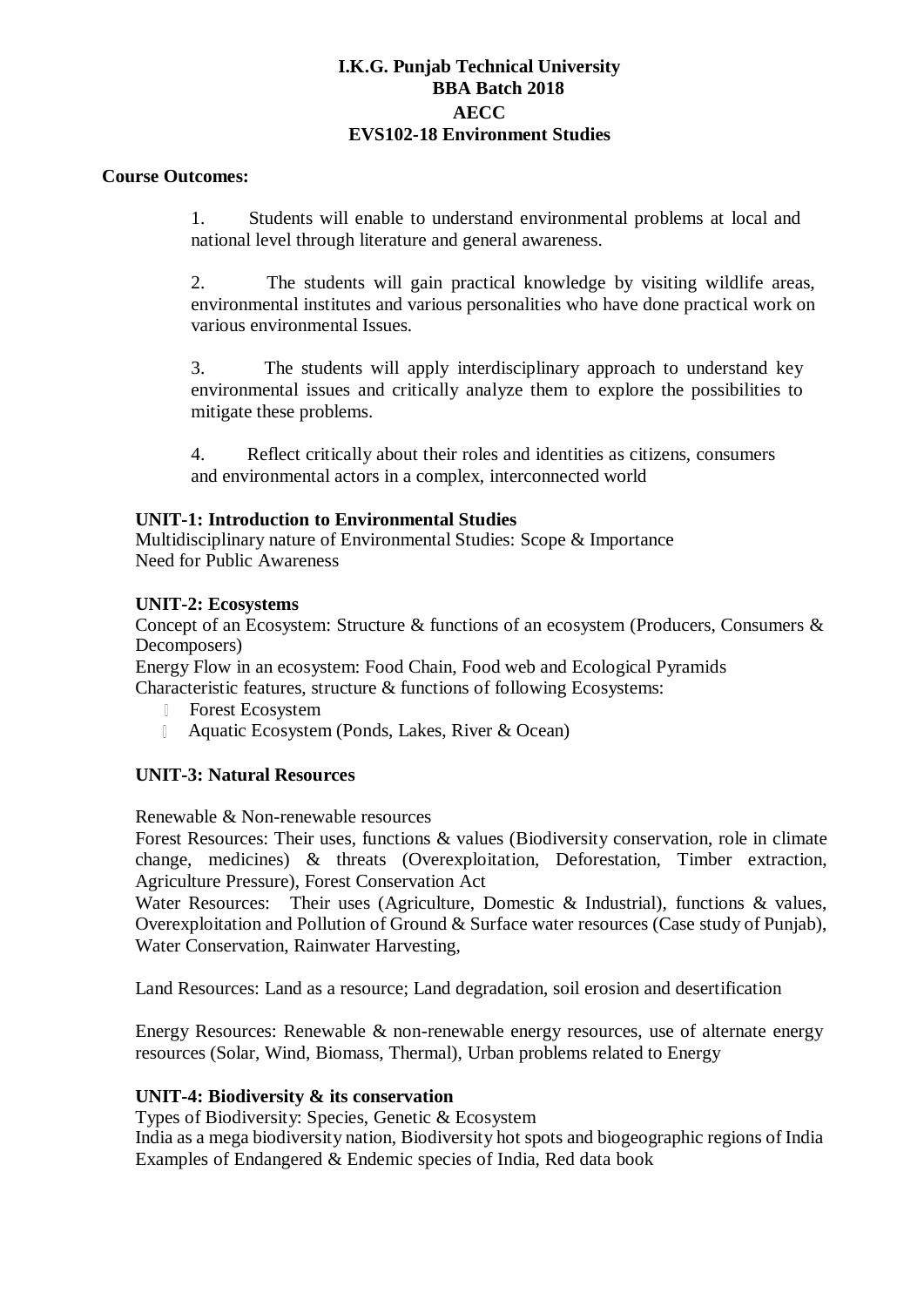**I.K.G. Punjab Technical University**
**BBA Batch 2018**
**AECC**
**EVS102-18 Environment Studies**

**Course Outcomes:**

1. Students will enable to understand environmental problems at local and national level through literature and general awareness.

2. The students will gain practical knowledge by visiting wildlife areas, environmental institutes and various personalities who have done practical work on various environmental Issues.

3. The students will apply interdisciplinary approach to understand key environmental issues and critically analyze them to explore the possibilities to mitigate these problems.

4. Reflect critically about their roles and identities as citizens, consumers and environmental actors in a complex, interconnected world

**UNIT-1: Introduction to Environmental Studies**

Multidisciplinary nature of Environmental Studies: Scope & Importance
Need for Public Awareness

**UNIT-2: Ecosystems**

Concept of an Ecosystem: Structure & functions of an ecosystem (Producers, Consumers & Decomposers)
Energy Flow in an ecosystem: Food Chain, Food web and Ecological Pyramids
Characteristic features, structure & functions of following Ecosystems:

- Forest Ecosystem
- Aquatic Ecosystem (Ponds, Lakes, River & Ocean)

**UNIT-3: Natural Resources**

Renewable & Non-renewable resources
Forest Resources: Their uses, functions & values (Biodiversity conservation, role in climate change, medicines) & threats (Overexploitation, Deforestation, Timber extraction, Agriculture Pressure), Forest Conservation Act
Water Resources: Their uses (Agriculture, Domestic & Industrial), functions & values, Overexploitation and Pollution of Ground & Surface water resources (Case study of Punjab), Water Conservation, Rainwater Harvesting,

Land Resources: Land as a resource; Land degradation, soil erosion and desertification

Energy Resources: Renewable & non-renewable energy resources, use of alternate energy resources (Solar, Wind, Biomass, Thermal), Urban problems related to Energy

**UNIT-4: Biodiversity & its conservation**

Types of Biodiversity: Species, Genetic & Ecosystem
India as a mega biodiversity nation, Biodiversity hot spots and biogeographic regions of India
Examples of Endangered & Endemic species of India, Red data book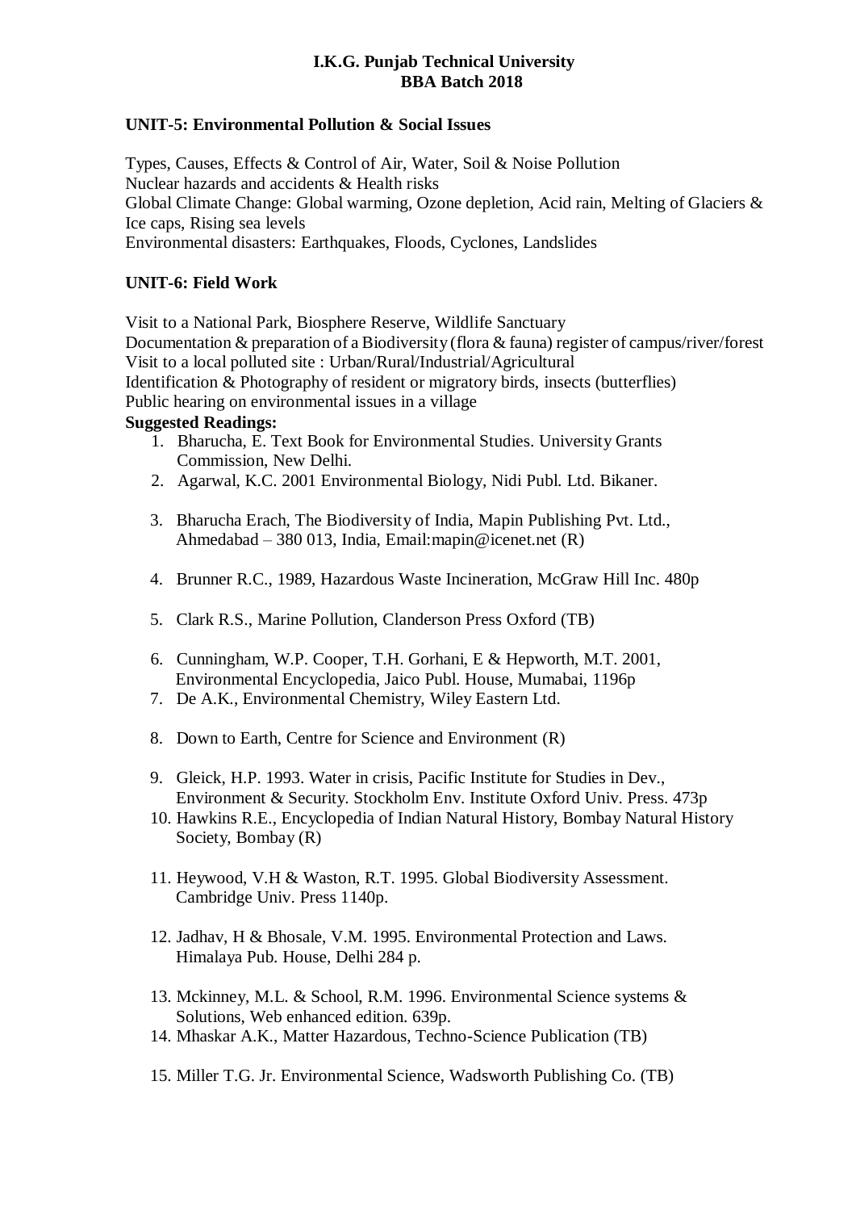**I.K.G. Punjab Technical University**
**BBA Batch 2018**

## UNIT-5: Environmental Pollution & Social Issues

Types, Causes, Effects & Control of Air, Water, Soil & Noise Pollution
Nuclear hazards and accidents & Health risks
Global Climate Change: Global warming, Ozone depletion, Acid rain, Melting of Glaciers & Ice caps, Rising sea levels
Environmental disasters: Earthquakes, Floods, Cyclones, Landslides

## UNIT-6: Field Work

Visit to a National Park, Biosphere Reserve, Wildlife Sanctuary
Documentation & preparation of a Biodiversity (flora & fauna) register of campus/river/forest
Visit to a local polluted site : Urban/Rural/Industrial/Agricultural
Identification & Photography of resident or migratory birds, insects (butterflies)
Public hearing on environmental issues in a village

**Suggested Readings:**

1. Bharucha, E. Text Book for Environmental Studies. University Grants Commission, New Delhi.
2. Agarwal, K.C. 2001 Environmental Biology, Nidi Publ. Ltd. Bikaner.
3. Bharucha Erach, The Biodiversity of India, Mapin Publishing Pvt. Ltd., Ahmedabad – 380 013, India, Email:mapin@icenet.net (R)
4. Brunner R.C., 1989, Hazardous Waste Incineration, McGraw Hill Inc. 480p
5. Clark R.S., Marine Pollution, Clanderson Press Oxford (TB)
6. Cunningham, W.P. Cooper, T.H. Gorhani, E & Hepworth, M.T. 2001, Environmental Encyclopedia, Jaico Publ. House, Mumabai, 1196p
7. De A.K., Environmental Chemistry, Wiley Eastern Ltd.
8. Down to Earth, Centre for Science and Environment (R)
9. Gleick, H.P. 1993. Water in crisis, Pacific Institute for Studies in Dev., Environment & Security. Stockholm Env. Institute Oxford Univ. Press. 473p
10. Hawkins R.E., Encyclopedia of Indian Natural History, Bombay Natural History Society, Bombay (R)
11. Heywood, V.H & Waston, R.T. 1995. Global Biodiversity Assessment. Cambridge Univ. Press 1140p.
12. Jadhav, H & Bhosale, V.M. 1995. Environmental Protection and Laws. Himalaya Pub. House, Delhi 284 p.
13. Mckinney, M.L. & School, R.M. 1996. Environmental Science systems & Solutions, Web enhanced edition. 639p.
14. Mhaskar A.K., Matter Hazardous, Techno-Science Publication (TB)
15. Miller T.G. Jr. Environmental Science, Wadsworth Publishing Co. (TB)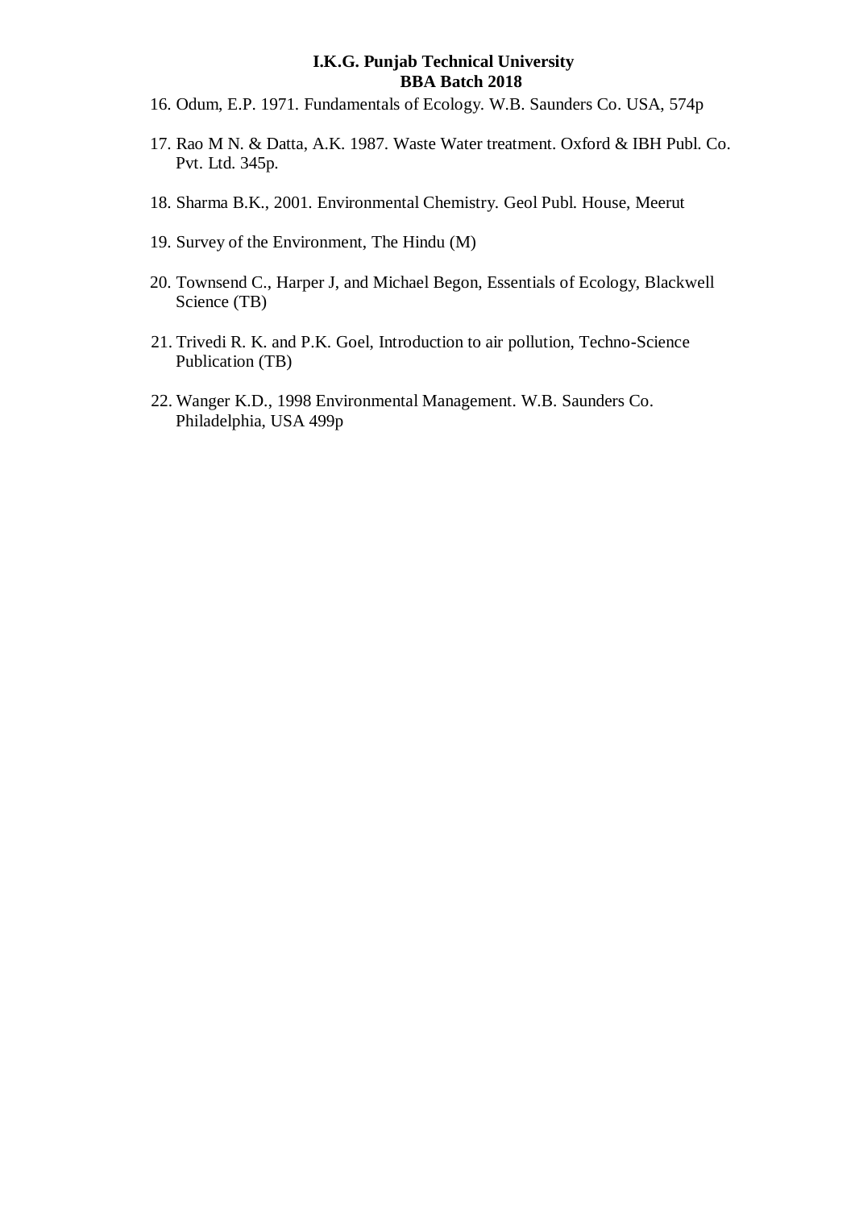16. Odum, E.P. 1971. Fundamentals of Ecology. W.B. Saunders Co. USA, 574p

17. Rao M N. & Datta, A.K. 1987. Waste Water treatment. Oxford & IBH Publ. Co. Pvt. Ltd. 345p.

18. Sharma B.K., 2001. Environmental Chemistry. Geol Publ. House, Meerut

19. Survey of the Environment, The Hindu (M)

20. Townsend C., Harper J, and Michael Begon, Essentials of Ecology, Blackwell Science (TB)

21. Trivedi R. K. and P.K. Goel, Introduction to air pollution, Techno-Science Publication (TB)

22. Wanger K.D., 1998 Environmental Management. W.B. Saunders Co. Philadelphia, USA 499p